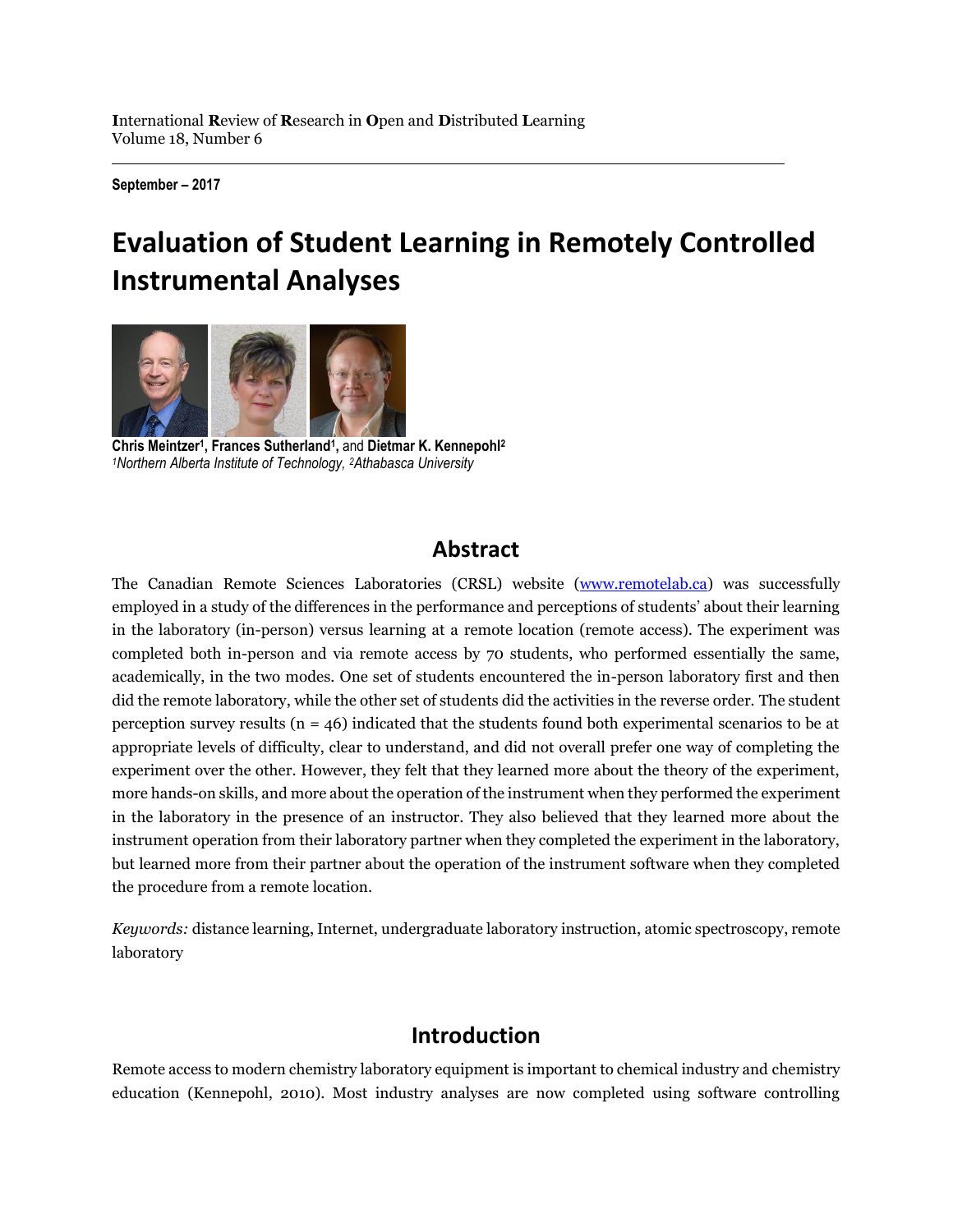**I**nternational **R**eview of **R**esearch in **O**pen and **D**istributed **L**earning
Volume 18, Number 6

**September – 2017**

# Evaluation of Student Learning in Remotely Controlled Instrumental Analyses

**Chris Meintzer**[1], **Frances Sutherland**[1], and **Dietmar K. Kennepohl**[2]
*[1]Northern Alberta Institute of Technology, [2]Athabasca University*

## Abstract

The Canadian Remote Sciences Laboratories (CRSL) website (www.remotelab.ca) was successfully employed in a study of the differences in the performance and perceptions of students' about their learning in the laboratory (in-person) versus learning at a remote location (remote access). The experiment was completed both in-person and via remote access by 70 students, who performed essentially the same, academically, in the two modes. One set of students encountered the in-person laboratory first and then did the remote laboratory, while the other set of students did the activities in the reverse order. The student perception survey results (n = 46) indicated that the students found both experimental scenarios to be at appropriate levels of difficulty, clear to understand, and did not overall prefer one way of completing the experiment over the other. However, they felt that they learned more about the theory of the experiment, more hands-on skills, and more about the operation of the instrument when they performed the experiment in the laboratory in the presence of an instructor. They also believed that they learned more about the instrument operation from their laboratory partner when they completed the experiment in the laboratory, but learned more from their partner about the operation of the instrument software when they completed the procedure from a remote location.

*Keywords:* distance learning, Internet, undergraduate laboratory instruction, atomic spectroscopy, remote laboratory

## Introduction

Remote access to modern chemistry laboratory equipment is important to chemical industry and chemistry education (Kennepohl, 2010). Most industry analyses are now completed using software controlling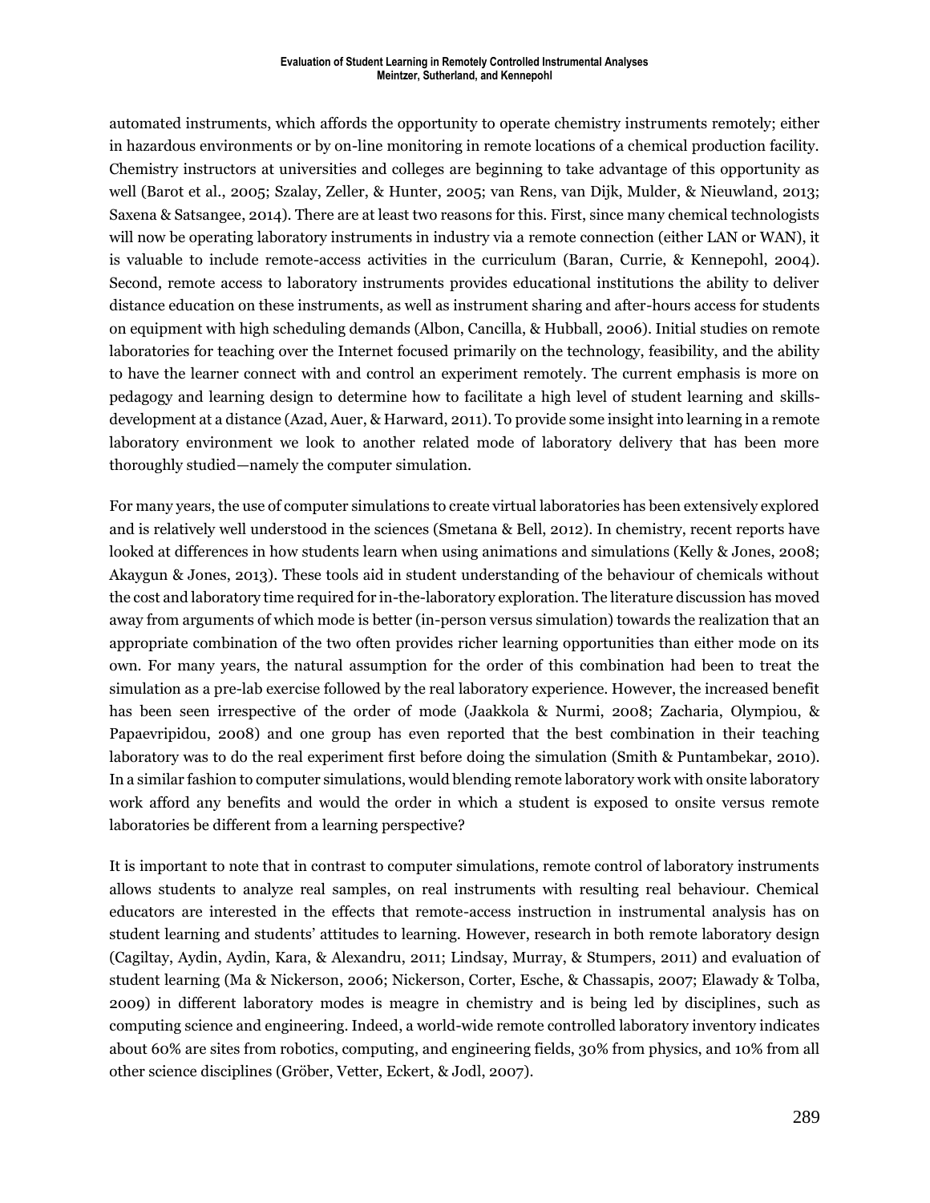automated instruments, which affords the opportunity to operate chemistry instruments remotely; either in hazardous environments or by on-line monitoring in remote locations of a chemical production facility. Chemistry instructors at universities and colleges are beginning to take advantage of this opportunity as well (Barot et al., 2005; Szalay, Zeller, & Hunter, 2005; van Rens, van Dijk, Mulder, & Nieuwland, 2013; Saxena & Satsangee, 2014). There are at least two reasons for this. First, since many chemical technologists will now be operating laboratory instruments in industry via a remote connection (either LAN or WAN), it is valuable to include remote-access activities in the curriculum (Baran, Currie, & Kennepohl, 2004). Second, remote access to laboratory instruments provides educational institutions the ability to deliver distance education on these instruments, as well as instrument sharing and after-hours access for students on equipment with high scheduling demands (Albon, Cancilla, & Hubball, 2006). Initial studies on remote laboratories for teaching over the Internet focused primarily on the technology, feasibility, and the ability to have the learner connect with and control an experiment remotely. The current emphasis is more on pedagogy and learning design to determine how to facilitate a high level of student learning and skills-development at a distance (Azad, Auer, & Harward, 2011). To provide some insight into learning in a remote laboratory environment we look to another related mode of laboratory delivery that has been more thoroughly studied—namely the computer simulation.

For many years, the use of computer simulations to create virtual laboratories has been extensively explored and is relatively well understood in the sciences (Smetana & Bell, 2012). In chemistry, recent reports have looked at differences in how students learn when using animations and simulations (Kelly & Jones, 2008; Akaygun & Jones, 2013). These tools aid in student understanding of the behaviour of chemicals without the cost and laboratory time required for in-the-laboratory exploration. The literature discussion has moved away from arguments of which mode is better (in-person versus simulation) towards the realization that an appropriate combination of the two often provides richer learning opportunities than either mode on its own. For many years, the natural assumption for the order of this combination had been to treat the simulation as a pre-lab exercise followed by the real laboratory experience. However, the increased benefit has been seen irrespective of the order of mode (Jaakkola & Nurmi, 2008; Zacharia, Olympiou, & Papaevripidou, 2008) and one group has even reported that the best combination in their teaching laboratory was to do the real experiment first before doing the simulation (Smith & Puntambekar, 2010). In a similar fashion to computer simulations, would blending remote laboratory work with onsite laboratory work afford any benefits and would the order in which a student is exposed to onsite versus remote laboratories be different from a learning perspective?

It is important to note that in contrast to computer simulations, remote control of laboratory instruments allows students to analyze real samples, on real instruments with resulting real behaviour. Chemical educators are interested in the effects that remote-access instruction in instrumental analysis has on student learning and students' attitudes to learning. However, research in both remote laboratory design (Cagiltay, Aydin, Aydin, Kara, & Alexandru, 2011; Lindsay, Murray, & Stumpers, 2011) and evaluation of student learning (Ma & Nickerson, 2006; Nickerson, Corter, Esche, & Chassapis, 2007; Elawady & Tolba, 2009) in different laboratory modes is meagre in chemistry and is being led by disciplines, such as computing science and engineering. Indeed, a world-wide remote controlled laboratory inventory indicates about 60% are sites from robotics, computing, and engineering fields, 30% from physics, and 10% from all other science disciplines (Gröber, Vetter, Eckert, & Jodl, 2007).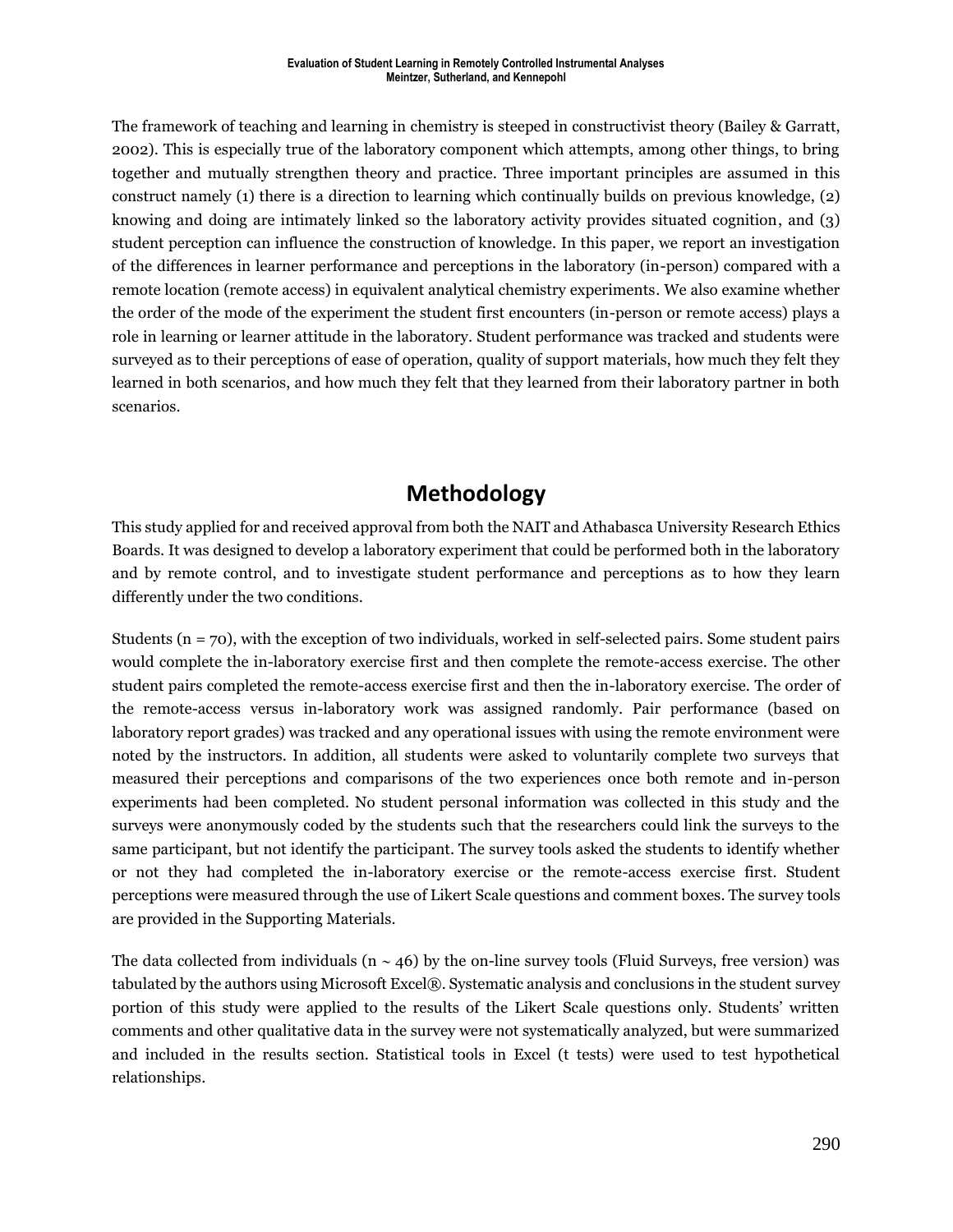The framework of teaching and learning in chemistry is steeped in constructivist theory (Bailey & Garratt, 2002). This is especially true of the laboratory component which attempts, among other things, to bring together and mutually strengthen theory and practice. Three important principles are assumed in this construct namely (1) there is a direction to learning which continually builds on previous knowledge, (2) knowing and doing are intimately linked so the laboratory activity provides situated cognition, and (3) student perception can influence the construction of knowledge. In this paper, we report an investigation of the differences in learner performance and perceptions in the laboratory (in-person) compared with a remote location (remote access) in equivalent analytical chemistry experiments. We also examine whether the order of the mode of the experiment the student first encounters (in-person or remote access) plays a role in learning or learner attitude in the laboratory. Student performance was tracked and students were surveyed as to their perceptions of ease of operation, quality of support materials, how much they felt they learned in both scenarios, and how much they felt that they learned from their laboratory partner in both scenarios.

## Methodology

This study applied for and received approval from both the NAIT and Athabasca University Research Ethics Boards. It was designed to develop a laboratory experiment that could be performed both in the laboratory and by remote control, and to investigate student performance and perceptions as to how they learn differently under the two conditions.

Students ($n = 70$), with the exception of two individuals, worked in self-selected pairs. Some student pairs would complete the in-laboratory exercise first and then complete the remote-access exercise. The other student pairs completed the remote-access exercise first and then the in-laboratory exercise. The order of the remote-access versus in-laboratory work was assigned randomly. Pair performance (based on laboratory report grades) was tracked and any operational issues with using the remote environment were noted by the instructors. In addition, all students were asked to voluntarily complete two surveys that measured their perceptions and comparisons of the two experiences once both remote and in-person experiments had been completed. No student personal information was collected in this study and the surveys were anonymously coded by the students such that the researchers could link the surveys to the same participant, but not identify the participant. The survey tools asked the students to identify whether or not they had completed the in-laboratory exercise or the remote-access exercise first. Student perceptions were measured through the use of Likert Scale questions and comment boxes. The survey tools are provided in the Supporting Materials.

The data collected from individuals ($n \sim 46$) by the on-line survey tools (Fluid Surveys, free version) was tabulated by the authors using Microsoft Excel®. Systematic analysis and conclusions in the student survey portion of this study were applied to the results of the Likert Scale questions only. Students' written comments and other qualitative data in the survey were not systematically analyzed, but were summarized and included in the results section. Statistical tools in Excel (t tests) were used to test hypothetical relationships.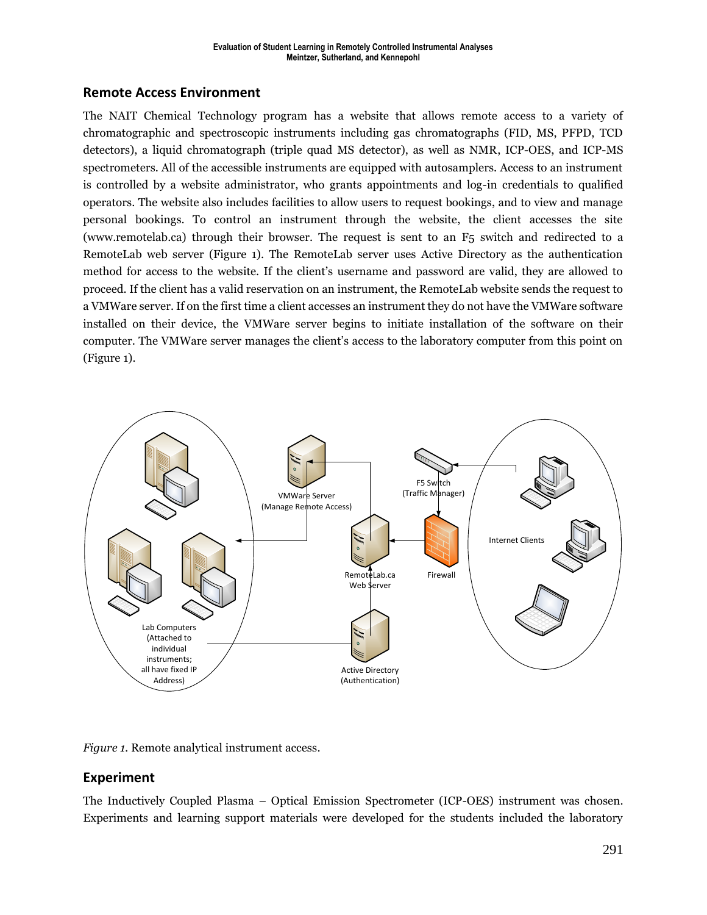## Remote Access Environment

The NAIT Chemical Technology program has a website that allows remote access to a variety of chromatographic and spectroscopic instruments including gas chromatographs (FID, MS, PFPD, TCD detectors), a liquid chromatograph (triple quad MS detector), as well as NMR, ICP-OES, and ICP-MS spectrometers. All of the accessible instruments are equipped with autosamplers. Access to an instrument is controlled by a website administrator, who grants appointments and log-in credentials to qualified operators. The website also includes facilities to allow users to request bookings, and to view and manage personal bookings. To control an instrument through the website, the client accesses the site (www.remotelab.ca) through their browser. The request is sent to an F5 switch and redirected to a RemoteLab web server (Figure 1). The RemoteLab server uses Active Directory as the authentication method for access to the website. If the client's username and password are valid, they are allowed to proceed. If the client has a valid reservation on an instrument, the RemoteLab website sends the request to a VMWare server. If on the first time a client accesses an instrument they do not have the VMWare software installed on their device, the VMWare server begins to initiate installation of the software on their computer. The VMWare server manages the client's access to the laboratory computer from this point on (Figure 1).

*Figure 1.* Remote analytical instrument access.

## Experiment

The Inductively Coupled Plasma – Optical Emission Spectrometer (ICP-OES) instrument was chosen. Experiments and learning support materials were developed for the students included the laboratory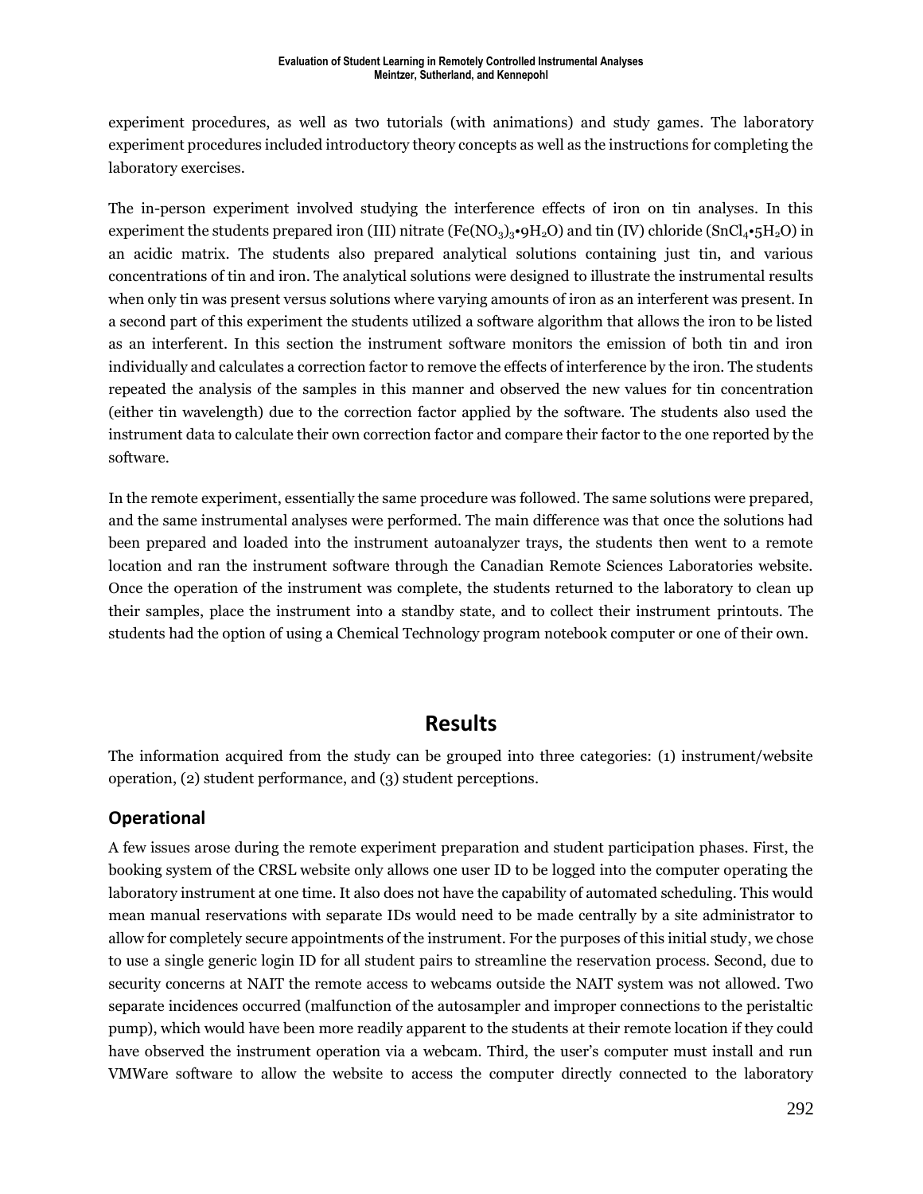experiment procedures, as well as two tutorials (with animations) and study games. The laboratory experiment procedures included introductory theory concepts as well as the instructions for completing the laboratory exercises.

The in-person experiment involved studying the interference effects of iron on tin analyses. In this experiment the students prepared iron (III) nitrate ($Fe(NO_3)_3{\bullet}9H_2O$) and tin (IV) chloride ($SnCl_4{\bullet}5H_2O$) in an acidic matrix. The students also prepared analytical solutions containing just tin, and various concentrations of tin and iron. The analytical solutions were designed to illustrate the instrumental results when only tin was present versus solutions where varying amounts of iron as an interferent was present. In a second part of this experiment the students utilized a software algorithm that allows the iron to be listed as an interferent. In this section the instrument software monitors the emission of both tin and iron individually and calculates a correction factor to remove the effects of interference by the iron. The students repeated the analysis of the samples in this manner and observed the new values for tin concentration (either tin wavelength) due to the correction factor applied by the software. The students also used the instrument data to calculate their own correction factor and compare their factor to the one reported by the software.

In the remote experiment, essentially the same procedure was followed. The same solutions were prepared, and the same instrumental analyses were performed. The main difference was that once the solutions had been prepared and loaded into the instrument autoanalyzer trays, the students then went to a remote location and ran the instrument software through the Canadian Remote Sciences Laboratories website. Once the operation of the instrument was complete, the students returned to the laboratory to clean up their samples, place the instrument into a standby state, and to collect their instrument printouts. The students had the option of using a Chemical Technology program notebook computer or one of their own.

# Results

The information acquired from the study can be grouped into three categories: (1) instrument/website operation, (2) student performance, and (3) student perceptions.

## Operational

A few issues arose during the remote experiment preparation and student participation phases. First, the booking system of the CRSL website only allows one user ID to be logged into the computer operating the laboratory instrument at one time. It also does not have the capability of automated scheduling. This would mean manual reservations with separate IDs would need to be made centrally by a site administrator to allow for completely secure appointments of the instrument. For the purposes of this initial study, we chose to use a single generic login ID for all student pairs to streamline the reservation process. Second, due to security concerns at NAIT the remote access to webcams outside the NAIT system was not allowed. Two separate incidences occurred (malfunction of the autosampler and improper connections to the peristaltic pump), which would have been more readily apparent to the students at their remote location if they could have observed the instrument operation via a webcam. Third, the user's computer must install and run VMWare software to allow the website to access the computer directly connected to the laboratory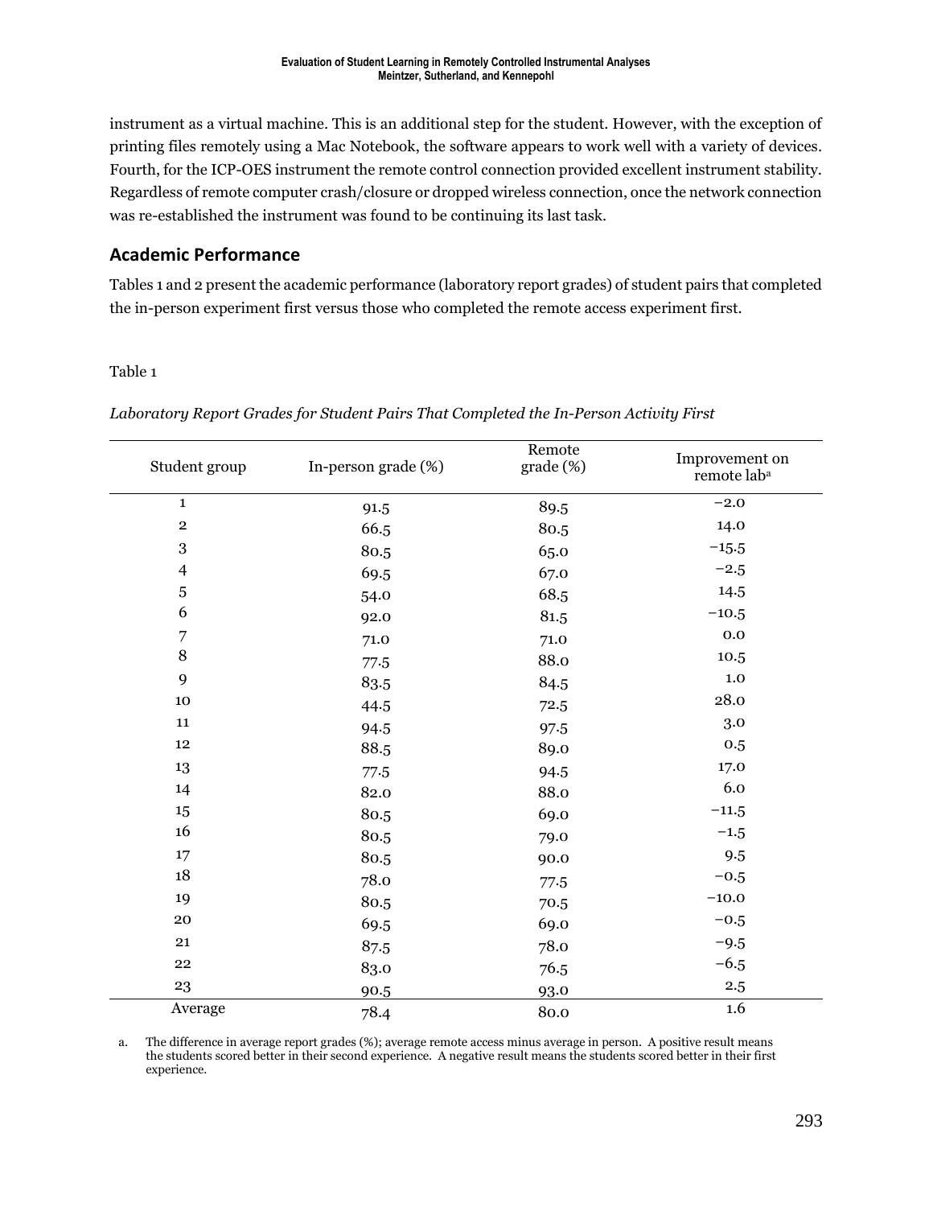instrument as a virtual machine. This is an additional step for the student. However, with the exception of printing files remotely using a Mac Notebook, the software appears to work well with a variety of devices. Fourth, for the ICP-OES instrument the remote control connection provided excellent instrument stability. Regardless of remote computer crash/closure or dropped wireless connection, once the network connection was re-established the instrument was found to be continuing its last task.

## Academic Performance

Tables 1 and 2 present the academic performance (laboratory report grades) of student pairs that completed the in-person experiment first versus those who completed the remote access experiment first.

Table 1

*Laboratory Report Grades for Student Pairs That Completed the In-Person Activity First*

| Student group | In-person grade (%) | Remote grade (%) | Improvement on remote lab[a] |
|---|---|---|---|
| 1 | 91.5 | 89.5 | −2.0 |
| 2 | 66.5 | 80.5 | 14.0 |
| 3 | 80.5 | 65.0 | −15.5 |
| 4 | 69.5 | 67.0 | −2.5 |
| 5 | 54.0 | 68.5 | 14.5 |
| 6 | 92.0 | 81.5 | −10.5 |
| 7 | 71.0 | 71.0 | 0.0 |
| 8 | 77.5 | 88.0 | 10.5 |
| 9 | 83.5 | 84.5 | 1.0 |
| 10 | 44.5 | 72.5 | 28.0 |
| 11 | 94.5 | 97.5 | 3.0 |
| 12 | 88.5 | 89.0 | 0.5 |
| 13 | 77.5 | 94.5 | 17.0 |
| 14 | 82.0 | 88.0 | 6.0 |
| 15 | 80.5 | 69.0 | −11.5 |
| 16 | 80.5 | 79.0 | −1.5 |
| 17 | 80.5 | 90.0 | 9.5 |
| 18 | 78.0 | 77.5 | −0.5 |
| 19 | 80.5 | 70.5 | −10.0 |
| 20 | 69.5 | 69.0 | −0.5 |
| 21 | 87.5 | 78.0 | −9.5 |
| 22 | 83.0 | 76.5 | −6.5 |
| 23 | 90.5 | 93.0 | 2.5 |
| Average | 78.4 | 80.0 | 1.6 |

a. The difference in average report grades (%); average remote access minus average in person. A positive result means the students scored better in their second experience. A negative result means the students scored better in their first experience.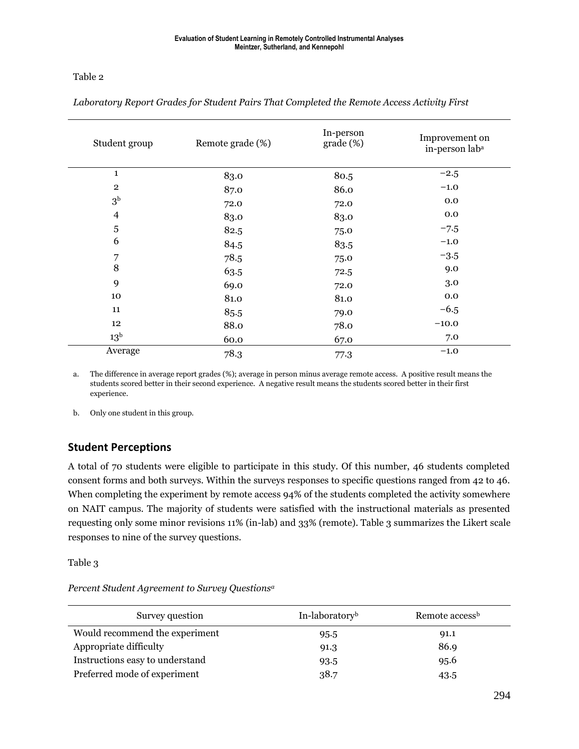Table 2

*Laboratory Report Grades for Student Pairs That Completed the Remote Access Activity First*

| Student group | Remote grade (%) | In-person grade (%) | Improvement on in-person lab[a] |
|---|---|---|---|
| 1 | 83.0 | 80.5 | −2.5 |
| 2 | 87.0 | 86.0 | −1.0 |
| 3[b] | 72.0 | 72.0 | 0.0 |
| 4 | 83.0 | 83.0 | 0.0 |
| 5 | 82.5 | 75.0 | −7.5 |
| 6 | 84.5 | 83.5 | −1.0 |
| 7 | 78.5 | 75.0 | −3.5 |
| 8 | 63.5 | 72.5 | 9.0 |
| 9 | 69.0 | 72.0 | 3.0 |
| 10 | 81.0 | 81.0 | 0.0 |
| 11 | 85.5 | 79.0 | −6.5 |
| 12 | 88.0 | 78.0 | −10.0 |
| 13[b] | 60.0 | 67.0 | 7.0 |
| Average | 78.3 | 77.3 | −1.0 |

a. The difference in average report grades (%); average in person minus average remote access. A positive result means the students scored better in their second experience. A negative result means the students scored better in their first experience.

b. Only one student in this group.

## Student Perceptions

A total of 70 students were eligible to participate in this study. Of this number, 46 students completed consent forms and both surveys. Within the surveys responses to specific questions ranged from 42 to 46. When completing the experiment by remote access 94% of the students completed the activity somewhere on NAIT campus. The majority of students were satisfied with the instructional materials as presented requesting only some minor revisions 11% (in-lab) and 33% (remote). Table 3 summarizes the Likert scale responses to nine of the survey questions.

Table 3

*Percent Student Agreement to Survey Questions[a]*

| Survey question | In-laboratory[b] | Remote access[b] |
|---|---|---|
| Would recommend the experiment | 95.5 | 91.1 |
| Appropriate difficulty | 91.3 | 86.9 |
| Instructions easy to understand | 93.5 | 95.6 |
| Preferred mode of experiment | 38.7 | 43.5 |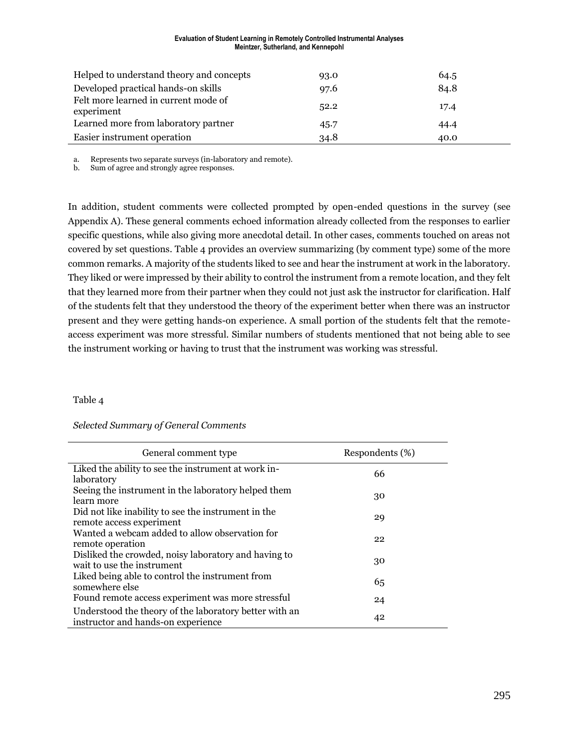| | | |
|---|---|---|
| Helped to understand theory and concepts | 93.0 | 64.5 |
| Developed practical hands-on skills | 97.6 | 84.8 |
| Felt more learned in current mode of experiment | 52.2 | 17.4 |
| Learned more from laboratory partner | 45.7 | 44.4 |
| Easier instrument operation | 34.8 | 40.0 |

a. Represents two separate surveys (in-laboratory and remote).
b. Sum of agree and strongly agree responses.

In addition, student comments were collected prompted by open-ended questions in the survey (see Appendix A). These general comments echoed information already collected from the responses to earlier specific questions, while also giving more anecdotal detail. In other cases, comments touched on areas not covered by set questions. Table 4 provides an overview summarizing (by comment type) some of the more common remarks. A majority of the students liked to see and hear the instrument at work in the laboratory. They liked or were impressed by their ability to control the instrument from a remote location, and they felt that they learned more from their partner when they could not just ask the instructor for clarification. Half of the students felt that they understood the theory of the experiment better when there was an instructor present and they were getting hands-on experience. A small portion of the students felt that the remote-access experiment was more stressful. Similar numbers of students mentioned that not being able to see the instrument working or having to trust that the instrument was working was stressful.

Table 4

*Selected Summary of General Comments*

| General comment type | Respondents (%) |
|---|---|
| Liked the ability to see the instrument at work in-laboratory | 66 |
| Seeing the instrument in the laboratory helped them learn more | 30 |
| Did not like inability to see the instrument in the remote access experiment | 29 |
| Wanted a webcam added to allow observation for remote operation | 22 |
| Disliked the crowded, noisy laboratory and having to wait to use the instrument | 30 |
| Liked being able to control the instrument from somewhere else | 65 |
| Found remote access experiment was more stressful | 24 |
| Understood the theory of the laboratory better with an instructor and hands-on experience | 42 |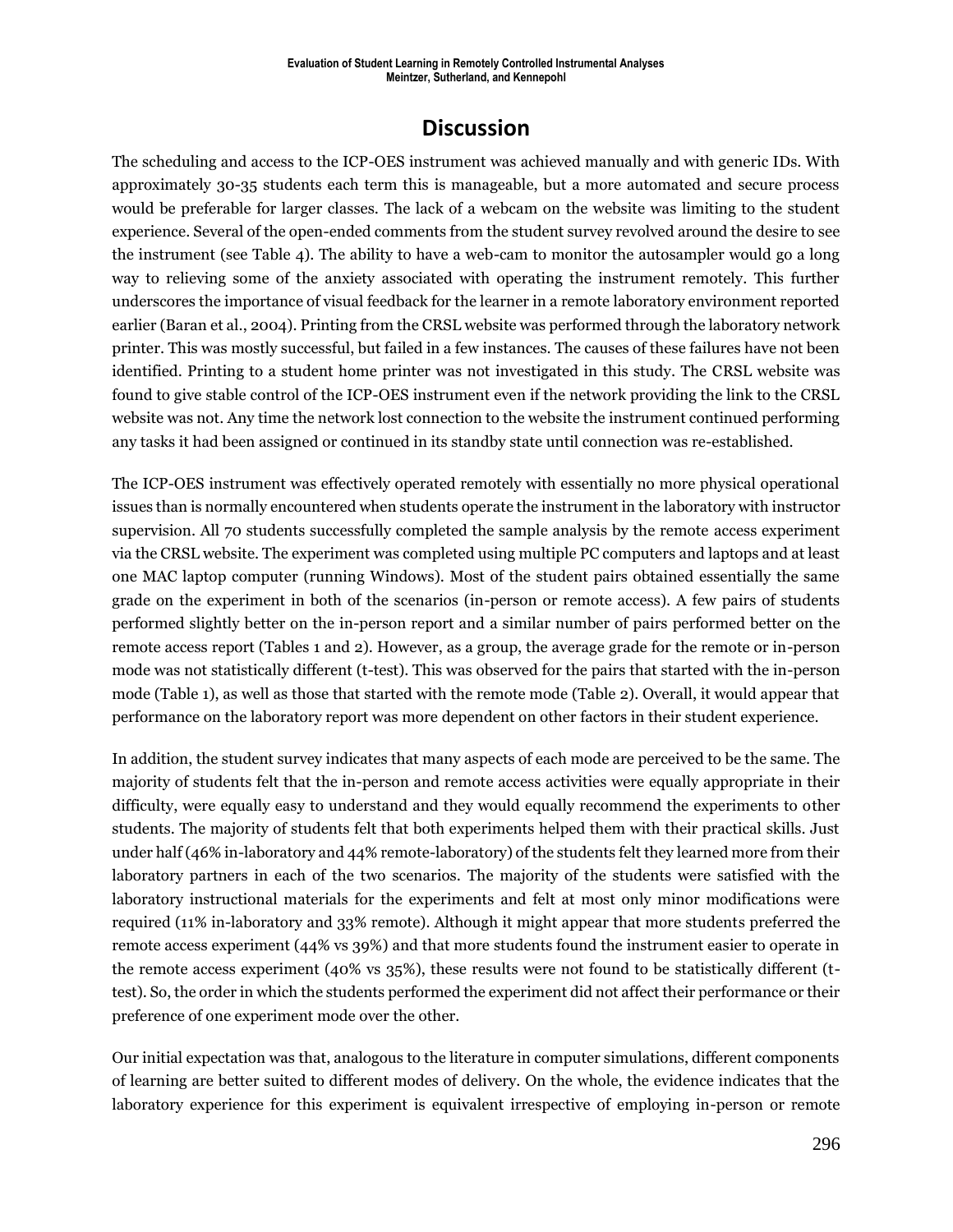## Discussion

The scheduling and access to the ICP-OES instrument was achieved manually and with generic IDs. With approximately 30-35 students each term this is manageable, but a more automated and secure process would be preferable for larger classes. The lack of a webcam on the website was limiting to the student experience. Several of the open-ended comments from the student survey revolved around the desire to see the instrument (see Table 4). The ability to have a web-cam to monitor the autosampler would go a long way to relieving some of the anxiety associated with operating the instrument remotely. This further underscores the importance of visual feedback for the learner in a remote laboratory environment reported earlier (Baran et al., 2004). Printing from the CRSL website was performed through the laboratory network printer. This was mostly successful, but failed in a few instances. The causes of these failures have not been identified. Printing to a student home printer was not investigated in this study. The CRSL website was found to give stable control of the ICP-OES instrument even if the network providing the link to the CRSL website was not. Any time the network lost connection to the website the instrument continued performing any tasks it had been assigned or continued in its standby state until connection was re-established.

The ICP-OES instrument was effectively operated remotely with essentially no more physical operational issues than is normally encountered when students operate the instrument in the laboratory with instructor supervision. All 70 students successfully completed the sample analysis by the remote access experiment via the CRSL website. The experiment was completed using multiple PC computers and laptops and at least one MAC laptop computer (running Windows). Most of the student pairs obtained essentially the same grade on the experiment in both of the scenarios (in-person or remote access). A few pairs of students performed slightly better on the in-person report and a similar number of pairs performed better on the remote access report (Tables 1 and 2). However, as a group, the average grade for the remote or in-person mode was not statistically different (t-test). This was observed for the pairs that started with the in-person mode (Table 1), as well as those that started with the remote mode (Table 2). Overall, it would appear that performance on the laboratory report was more dependent on other factors in their student experience.

In addition, the student survey indicates that many aspects of each mode are perceived to be the same. The majority of students felt that the in-person and remote access activities were equally appropriate in their difficulty, were equally easy to understand and they would equally recommend the experiments to other students. The majority of students felt that both experiments helped them with their practical skills. Just under half (46% in-laboratory and 44% remote-laboratory) of the students felt they learned more from their laboratory partners in each of the two scenarios. The majority of the students were satisfied with the laboratory instructional materials for the experiments and felt at most only minor modifications were required (11% in-laboratory and 33% remote). Although it might appear that more students preferred the remote access experiment (44% vs 39%) and that more students found the instrument easier to operate in the remote access experiment (40% vs 35%), these results were not found to be statistically different (t-test). So, the order in which the students performed the experiment did not affect their performance or their preference of one experiment mode over the other.

Our initial expectation was that, analogous to the literature in computer simulations, different components of learning are better suited to different modes of delivery. On the whole, the evidence indicates that the laboratory experience for this experiment is equivalent irrespective of employing in-person or remote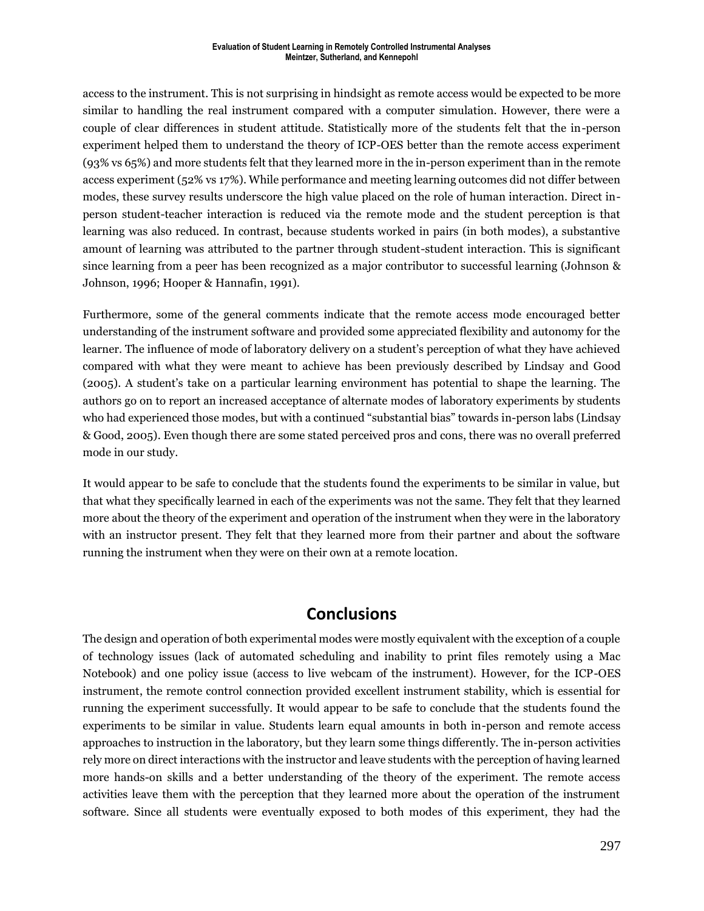access to the instrument. This is not surprising in hindsight as remote access would be expected to be more similar to handling the real instrument compared with a computer simulation. However, there were a couple of clear differences in student attitude. Statistically more of the students felt that the in-person experiment helped them to understand the theory of ICP-OES better than the remote access experiment (93% vs 65%) and more students felt that they learned more in the in-person experiment than in the remote access experiment (52% vs 17%). While performance and meeting learning outcomes did not differ between modes, these survey results underscore the high value placed on the role of human interaction. Direct in-person student-teacher interaction is reduced via the remote mode and the student perception is that learning was also reduced. In contrast, because students worked in pairs (in both modes), a substantive amount of learning was attributed to the partner through student-student interaction. This is significant since learning from a peer has been recognized as a major contributor to successful learning (Johnson & Johnson, 1996; Hooper & Hannafin, 1991).

Furthermore, some of the general comments indicate that the remote access mode encouraged better understanding of the instrument software and provided some appreciated flexibility and autonomy for the learner. The influence of mode of laboratory delivery on a student's perception of what they have achieved compared with what they were meant to achieve has been previously described by Lindsay and Good (2005). A student's take on a particular learning environment has potential to shape the learning. The authors go on to report an increased acceptance of alternate modes of laboratory experiments by students who had experienced those modes, but with a continued "substantial bias" towards in-person labs (Lindsay & Good, 2005). Even though there are some stated perceived pros and cons, there was no overall preferred mode in our study.

It would appear to be safe to conclude that the students found the experiments to be similar in value, but that what they specifically learned in each of the experiments was not the same. They felt that they learned more about the theory of the experiment and operation of the instrument when they were in the laboratory with an instructor present. They felt that they learned more from their partner and about the software running the instrument when they were on their own at a remote location.

## Conclusions

The design and operation of both experimental modes were mostly equivalent with the exception of a couple of technology issues (lack of automated scheduling and inability to print files remotely using a Mac Notebook) and one policy issue (access to live webcam of the instrument). However, for the ICP-OES instrument, the remote control connection provided excellent instrument stability, which is essential for running the experiment successfully. It would appear to be safe to conclude that the students found the experiments to be similar in value. Students learn equal amounts in both in-person and remote access approaches to instruction in the laboratory, but they learn some things differently. The in-person activities rely more on direct interactions with the instructor and leave students with the perception of having learned more hands-on skills and a better understanding of the theory of the experiment. The remote access activities leave them with the perception that they learned more about the operation of the instrument software. Since all students were eventually exposed to both modes of this experiment, they had the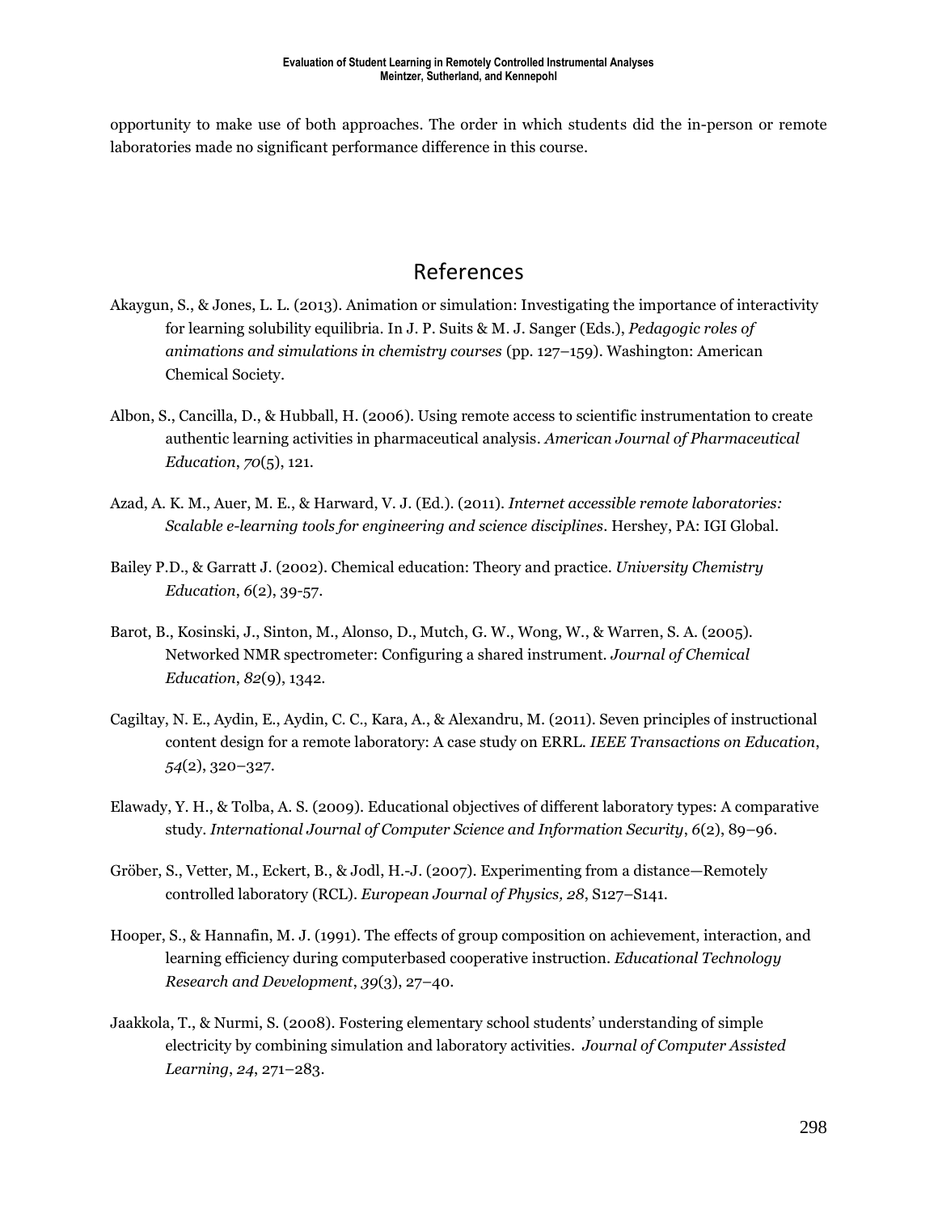opportunity to make use of both approaches. The order in which students did the in-person or remote laboratories made no significant performance difference in this course.

# References

Akaygun, S., & Jones, L. L. (2013). Animation or simulation: Investigating the importance of interactivity for learning solubility equilibria. In J. P. Suits & M. J. Sanger (Eds.), *Pedagogic roles of animations and simulations in chemistry courses* (pp. 127–159). Washington: American Chemical Society.

Albon, S., Cancilla, D., & Hubball, H. (2006). Using remote access to scientific instrumentation to create authentic learning activities in pharmaceutical analysis. *American Journal of Pharmaceutical Education*, *70*(5), 121.

Azad, A. K. M., Auer, M. E., & Harward, V. J. (Ed.). (2011). *Internet accessible remote laboratories: Scalable e-learning tools for engineering and science disciplines*. Hershey, PA: IGI Global.

Bailey P.D., & Garratt J. (2002). Chemical education: Theory and practice. *University Chemistry Education*, *6*(2), 39-57.

Barot, B., Kosinski, J., Sinton, M., Alonso, D., Mutch, G. W., Wong, W., & Warren, S. A. (2005). Networked NMR spectrometer: Configuring a shared instrument. *Journal of Chemical Education*, *82*(9), 1342.

Cagiltay, N. E., Aydin, E., Aydin, C. C., Kara, A., & Alexandru, M. (2011). Seven principles of instructional content design for a remote laboratory: A case study on ERRL. *IEEE Transactions on Education*, *54*(2), 320–327.

Elawady, Y. H., & Tolba, A. S. (2009). Educational objectives of different laboratory types: A comparative study. *International Journal of Computer Science and Information Security*, *6*(2), 89–96.

Gröber, S., Vetter, M., Eckert, B., & Jodl, H.-J. (2007). Experimenting from a distance—Remotely controlled laboratory (RCL). *European Journal of Physics, 28*, S127–S141.

Hooper, S., & Hannafin, M. J. (1991). The effects of group composition on achievement, interaction, and learning efficiency during computerbased cooperative instruction. *Educational Technology Research and Development*, *39*(3), 27–40.

Jaakkola, T., & Nurmi, S. (2008). Fostering elementary school students' understanding of simple electricity by combining simulation and laboratory activities. *Journal of Computer Assisted Learning*, *24*, 271–283.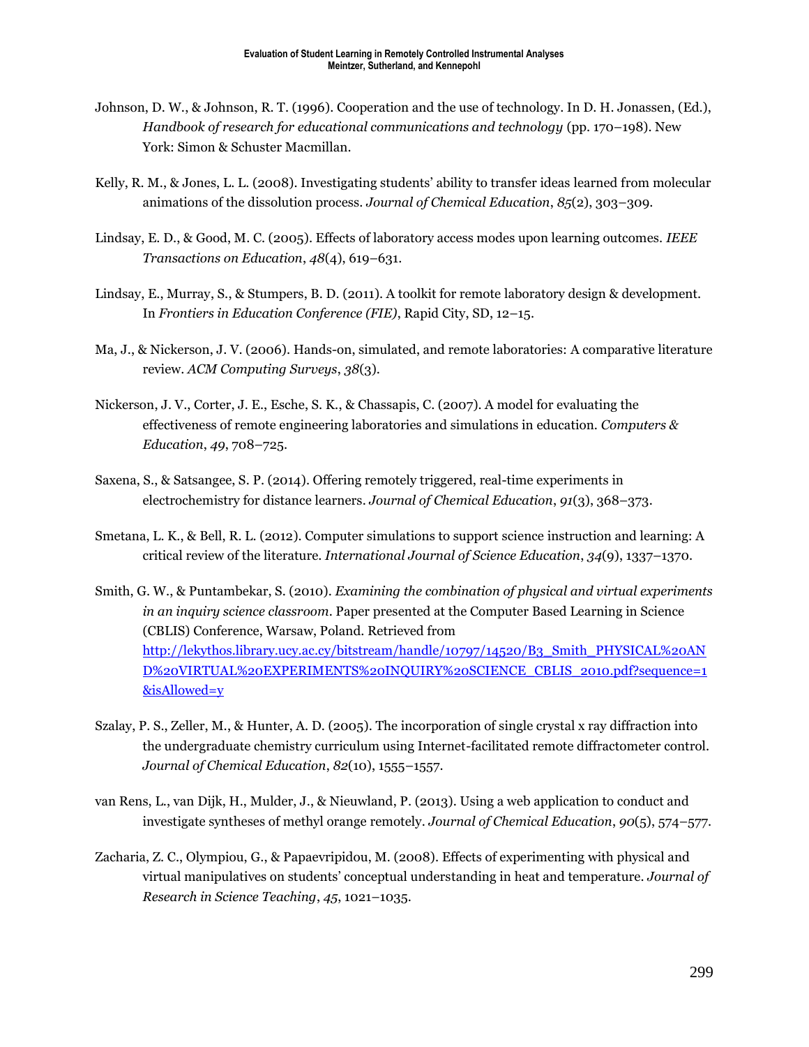Johnson, D. W., & Johnson, R. T. (1996). Cooperation and the use of technology. In D. H. Jonassen, (Ed.), *Handbook of research for educational communications and technology* (pp. 170–198). New York: Simon & Schuster Macmillan.

Kelly, R. M., & Jones, L. L. (2008). Investigating students' ability to transfer ideas learned from molecular animations of the dissolution process. *Journal of Chemical Education*, *85*(2), 303–309.

Lindsay, E. D., & Good, M. C. (2005). Effects of laboratory access modes upon learning outcomes. *IEEE Transactions on Education*, *48*(4), 619–631.

Lindsay, E., Murray, S., & Stumpers, B. D. (2011). A toolkit for remote laboratory design & development. In *Frontiers in Education Conference (FIE)*, Rapid City, SD, 12–15.

Ma, J., & Nickerson, J. V. (2006). Hands-on, simulated, and remote laboratories: A comparative literature review. *ACM Computing Surveys*, *38*(3).

Nickerson, J. V., Corter, J. E., Esche, S. K., & Chassapis, C. (2007). A model for evaluating the effectiveness of remote engineering laboratories and simulations in education. *Computers & Education*, *49*, 708–725.

Saxena, S., & Satsangee, S. P. (2014). Offering remotely triggered, real-time experiments in electrochemistry for distance learners. *Journal of Chemical Education*, *91*(3), 368–373.

Smetana, L. K., & Bell, R. L. (2012). Computer simulations to support science instruction and learning: A critical review of the literature. *International Journal of Science Education*, *34*(9), 1337–1370.

Smith, G. W., & Puntambekar, S. (2010). *Examining the combination of physical and virtual experiments in an inquiry science classroom*. Paper presented at the Computer Based Learning in Science (CBLIS) Conference, Warsaw, Poland. Retrieved from http://lekythos.library.ucy.ac.cy/bitstream/handle/10797/14520/B3_Smith_PHYSICAL%20AND%20VIRTUAL%20EXPERIMENTS%20INQUIRY%20SCIENCE_CBLIS_2010.pdf?sequence=1&isAllowed=y

Szalay, P. S., Zeller, M., & Hunter, A. D. (2005). The incorporation of single crystal x ray diffraction into the undergraduate chemistry curriculum using Internet-facilitated remote diffractometer control. *Journal of Chemical Education*, *82*(10), 1555–1557.

van Rens, L., van Dijk, H., Mulder, J., & Nieuwland, P. (2013). Using a web application to conduct and investigate syntheses of methyl orange remotely. *Journal of Chemical Education*, *90*(5), 574–577.

Zacharia, Z. C., Olympiou, G., & Papaevripidou, M. (2008). Effects of experimenting with physical and virtual manipulatives on students' conceptual understanding in heat and temperature. *Journal of Research in Science Teaching*, *45*, 1021–1035.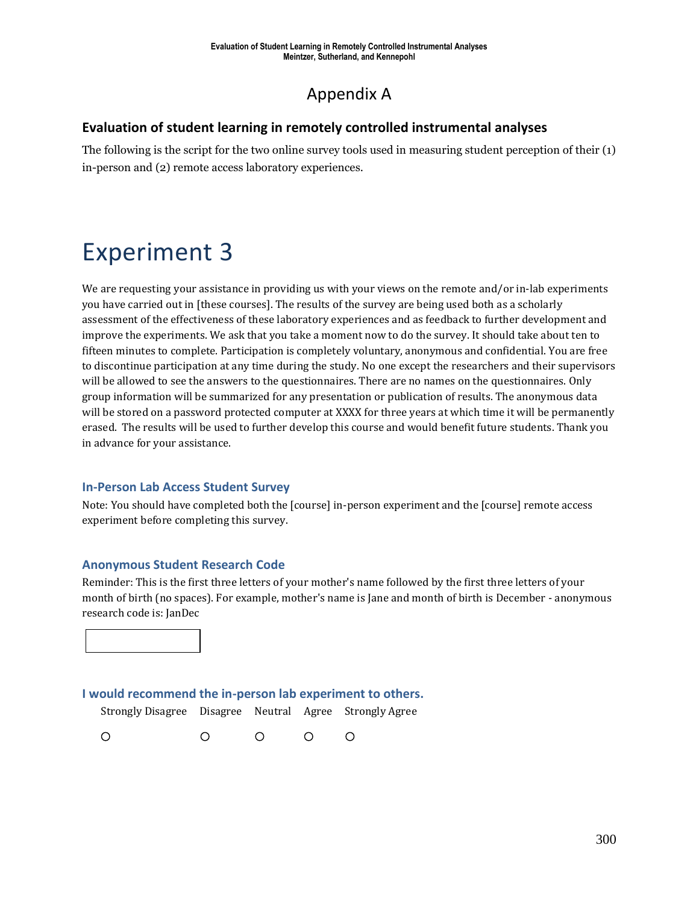# Appendix A

## Evaluation of student learning in remotely controlled instrumental analyses

The following is the script for the two online survey tools used in measuring student perception of their (1) in-person and (2) remote access laboratory experiences.

# Experiment 3

We are requesting your assistance in providing us with your views on the remote and/or in-lab experiments you have carried out in [these courses]. The results of the survey are being used both as a scholarly assessment of the effectiveness of these laboratory experiences and as feedback to further development and improve the experiments. We ask that you take a moment now to do the survey. It should take about ten to fifteen minutes to complete. Participation is completely voluntary, anonymous and confidential. You are free to discontinue participation at any time during the study. No one except the researchers and their supervisors will be allowed to see the answers to the questionnaires. There are no names on the questionnaires. Only group information will be summarized for any presentation or publication of results. The anonymous data will be stored on a password protected computer at XXXX for three years at which time it will be permanently erased. The results will be used to further develop this course and would benefit future students. Thank you in advance for your assistance.

### In-Person Lab Access Student Survey

Note: You should have completed both the [course] in-person experiment and the [course] remote access experiment before completing this survey.

### Anonymous Student Research Code

Reminder: This is the first three letters of your mother's name followed by the first three letters of your month of birth (no spaces). For example, mother's name is Jane and month of birth is December - anonymous research code is: JanDec

[ ]

### I would recommend the in-person lab experiment to others.

| Strongly Disagree | Disagree | Neutral | Agree | Strongly Agree |
|---|---|---|---|---|
| ○ | ○ | ○ | ○ | ○ |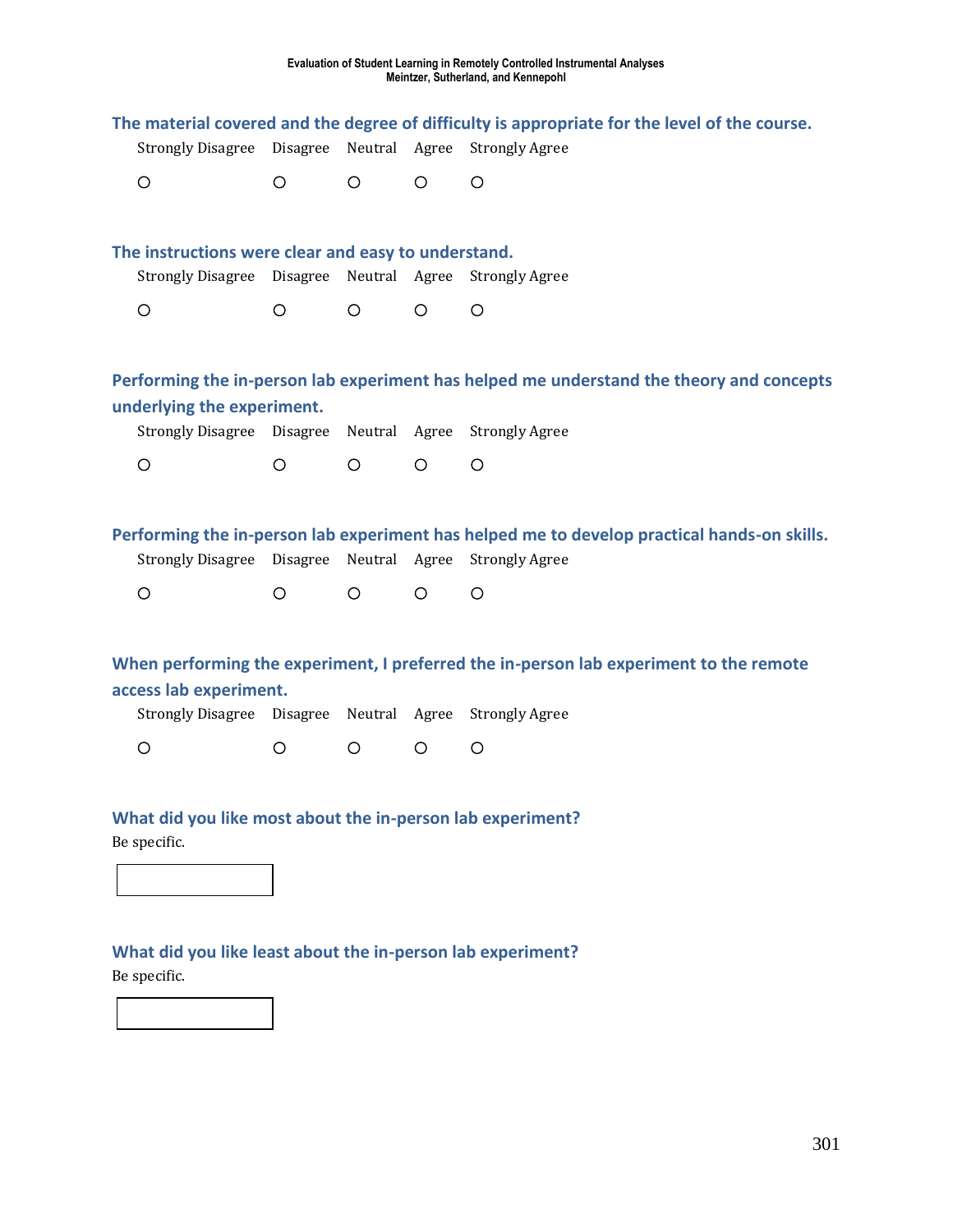**The material covered and the degree of difficulty is appropriate for the level of the course.**

| Strongly Disagree | Disagree | Neutral | Agree | Strongly Agree |
|---|---|---|---|---|
| ○ | ○ | ○ | ○ | ○ |

**The instructions were clear and easy to understand.**

| Strongly Disagree | Disagree | Neutral | Agree | Strongly Agree |
|---|---|---|---|---|
| ○ | ○ | ○ | ○ | ○ |

**Performing the in-person lab experiment has helped me understand the theory and concepts underlying the experiment.**

| Strongly Disagree | Disagree | Neutral | Agree | Strongly Agree |
|---|---|---|---|---|
| ○ | ○ | ○ | ○ | ○ |

**Performing the in-person lab experiment has helped me to develop practical hands-on skills.**

| Strongly Disagree | Disagree | Neutral | Agree | Strongly Agree |
|---|---|---|---|---|
| ○ | ○ | ○ | ○ | ○ |

**When performing the experiment, I preferred the in-person lab experiment to the remote access lab experiment.**

| Strongly Disagree | Disagree | Neutral | Agree | Strongly Agree |
|---|---|---|---|---|
| ○ | ○ | ○ | ○ | ○ |

**What did you like most about the in-person lab experiment?**

Be specific.

**What did you like least about the in-person lab experiment?**

Be specific.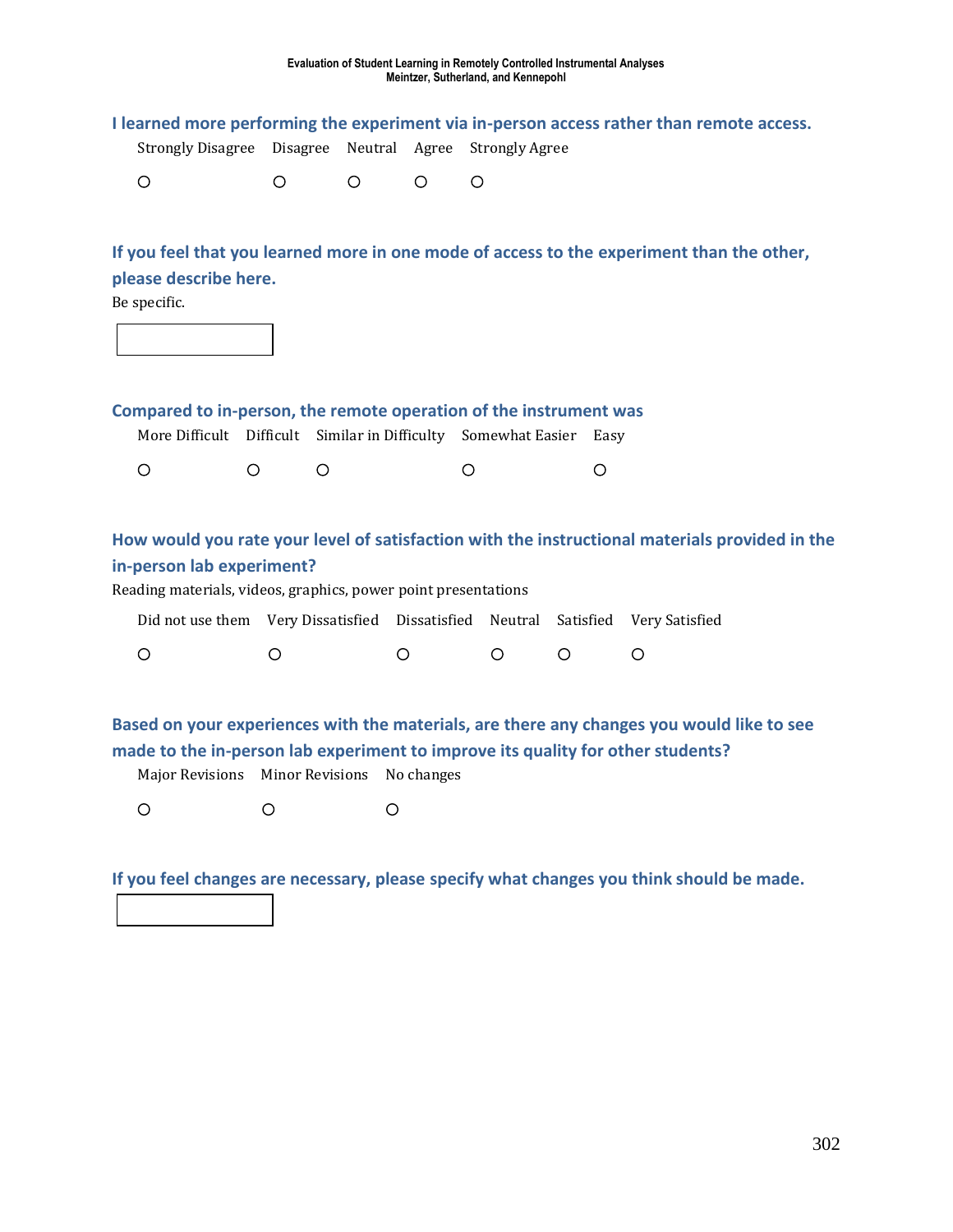**I learned more performing the experiment via in-person access rather than remote access.**

| Strongly Disagree | Disagree | Neutral | Agree | Strongly Agree |
|---|---|---|---|---|
| ○ | ○ | ○ | ○ | ○ |

**If you feel that you learned more in one mode of access to the experiment than the other, please describe here.**

Be specific.

[ ]

**Compared to in-person, the remote operation of the instrument was**

| More Difficult | Difficult | Similar in Difficulty | Somewhat Easier | Easy |
|---|---|---|---|---|
| ○ | ○ | ○ | ○ | ○ |

**How would you rate your level of satisfaction with the instructional materials provided in the in-person lab experiment?**

Reading materials, videos, graphics, power point presentations

| Did not use them | Very Dissatisfied | Dissatisfied | Neutral | Satisfied | Very Satisfied |
|---|---|---|---|---|---|
| ○ | ○ | ○ | ○ | ○ | ○ |

**Based on your experiences with the materials, are there any changes you would like to see made to the in-person lab experiment to improve its quality for other students?**

| Major Revisions | Minor Revisions | No changes |
|---|---|---|
| ○ | ○ | ○ |

**If you feel changes are necessary, please specify what changes you think should be made.**

[ ]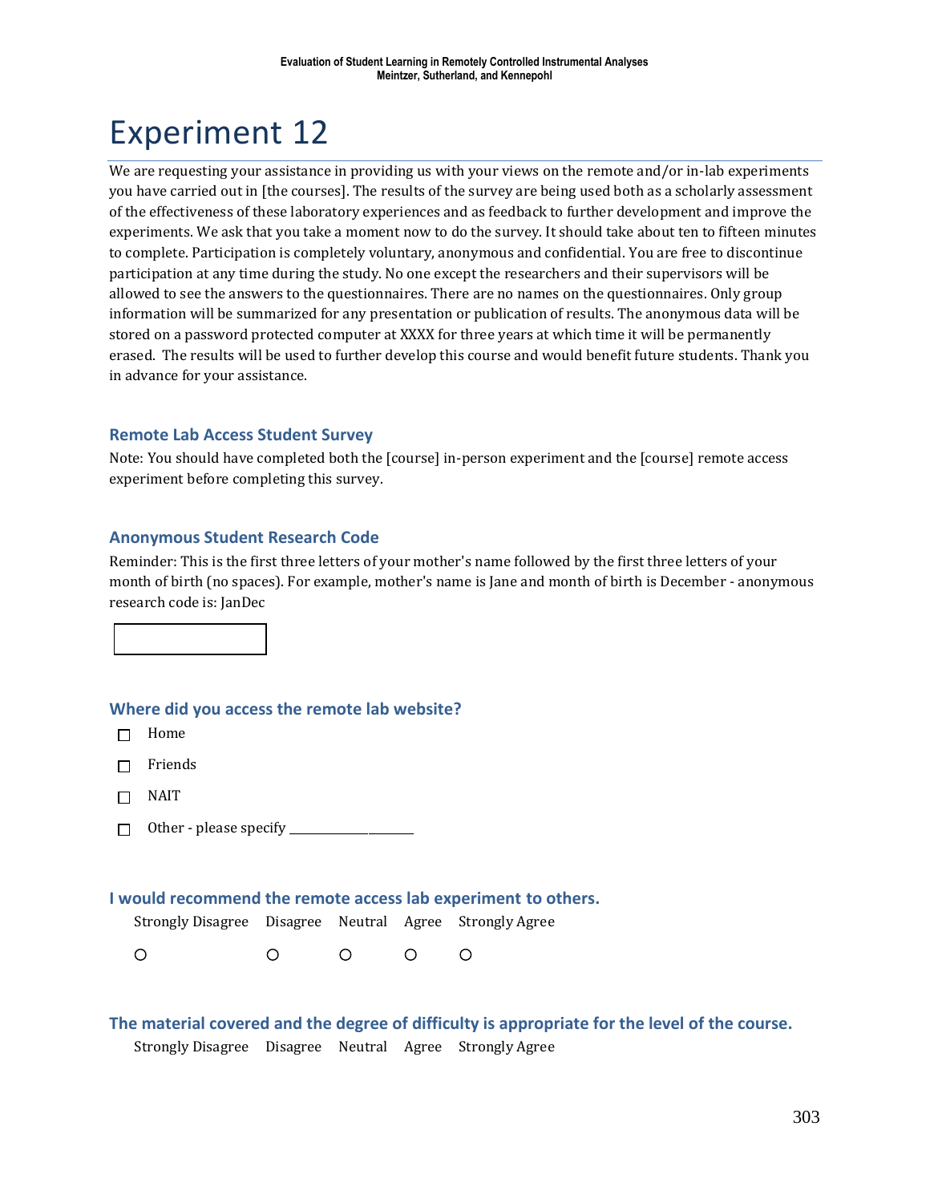# Experiment 12

We are requesting your assistance in providing us with your views on the remote and/or in-lab experiments you have carried out in [the courses]. The results of the survey are being used both as a scholarly assessment of the effectiveness of these laboratory experiences and as feedback to further development and improve the experiments. We ask that you take a moment now to do the survey. It should take about ten to fifteen minutes to complete. Participation is completely voluntary, anonymous and confidential. You are free to discontinue participation at any time during the study. No one except the researchers and their supervisors will be allowed to see the answers to the questionnaires. There are no names on the questionnaires. Only group information will be summarized for any presentation or publication of results. The anonymous data will be stored on a password protected computer at XXXX for three years at which time it will be permanently erased. The results will be used to further develop this course and would benefit future students. Thank you in advance for your assistance.

### Remote Lab Access Student Survey

Note: You should have completed both the [course] in-person experiment and the [course] remote access experiment before completing this survey.

### Anonymous Student Research Code

Reminder: This is the first three letters of your mother's name followed by the first three letters of your month of birth (no spaces). For example, mother's name is Jane and month of birth is December - anonymous research code is: JanDec

[ ]

### Where did you access the remote lab website?

- ☐ Home
- ☐ Friends
- ☐ NAIT
- ☐ Other - please specify ____________________

### I would recommend the remote access lab experiment to others.

| Strongly Disagree | Disagree | Neutral | Agree | Strongly Agree |
|---|---|---|---|---|
| ○ | ○ | ○ | ○ | ○ |

### The material covered and the degree of difficulty is appropriate for the level of the course.

| Strongly Disagree | Disagree | Neutral | Agree | Strongly Agree |
|---|---|---|---|---|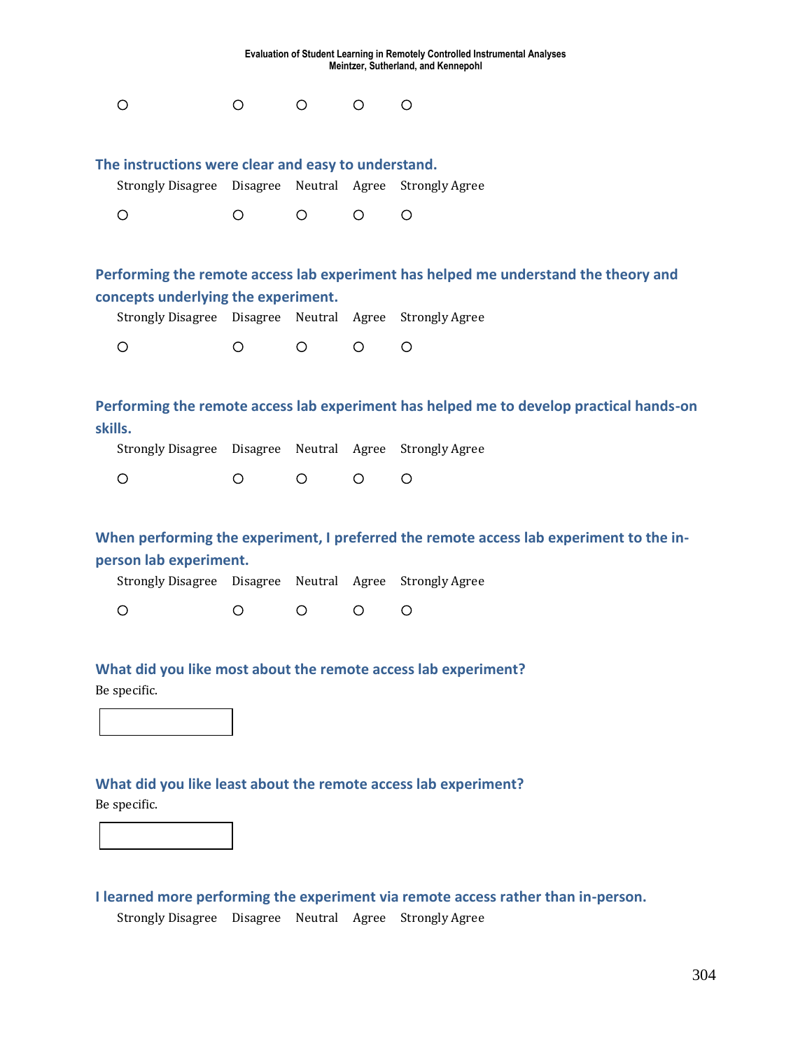○ ○ ○ ○ ○

**The instructions were clear and easy to understand.**

| Strongly Disagree | Disagree | Neutral | Agree | Strongly Agree |
|---|---|---|---|---|
| ○ | ○ | ○ | ○ | ○ |

**Performing the remote access lab experiment has helped me understand the theory and concepts underlying the experiment.**

| Strongly Disagree | Disagree | Neutral | Agree | Strongly Agree |
|---|---|---|---|---|
| ○ | ○ | ○ | ○ | ○ |

**Performing the remote access lab experiment has helped me to develop practical hands-on skills.**

| Strongly Disagree | Disagree | Neutral | Agree | Strongly Agree |
|---|---|---|---|---|
| ○ | ○ | ○ | ○ | ○ |

**When performing the experiment, I preferred the remote access lab experiment to the in-person lab experiment.**

| Strongly Disagree | Disagree | Neutral | Agree | Strongly Agree |
|---|---|---|---|---|
| ○ | ○ | ○ | ○ | ○ |

**What did you like most about the remote access lab experiment?**

Be specific.

[ ]

**What did you like least about the remote access lab experiment?**

Be specific.

[ ]

**I learned more performing the experiment via remote access rather than in-person.**

| Strongly Disagree | Disagree | Neutral | Agree | Strongly Agree |
|---|---|---|---|---|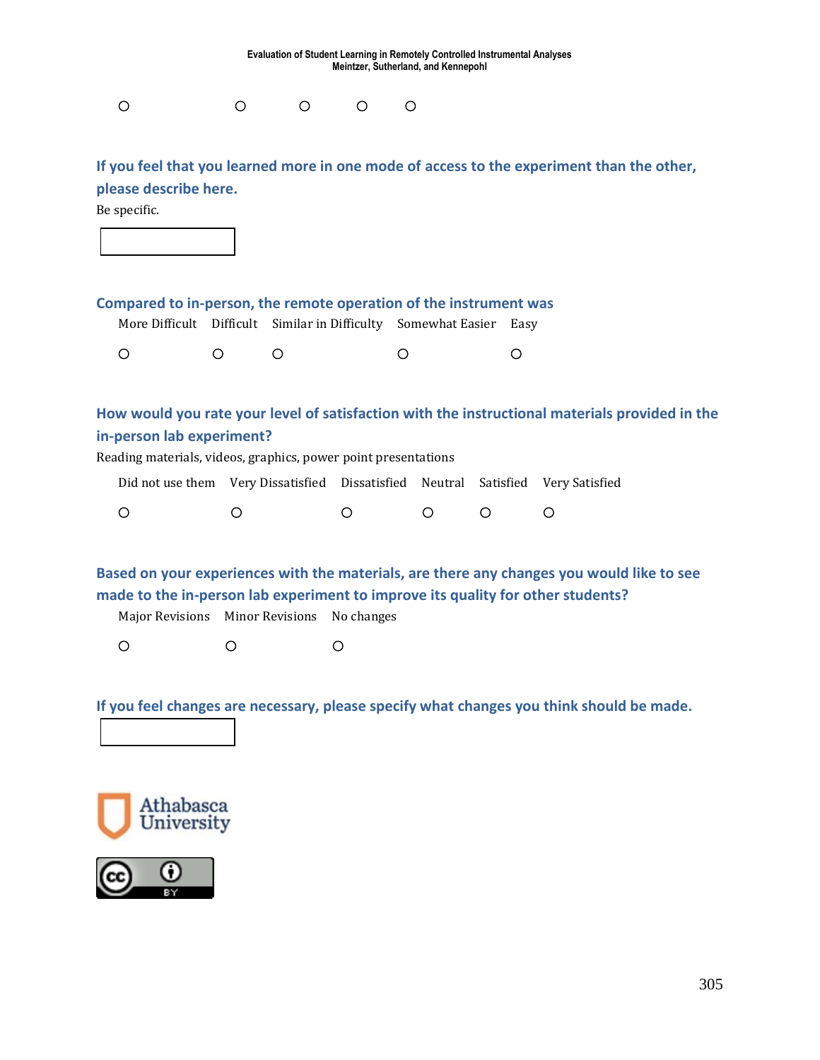○ ○ ○ ○ ○

**If you feel that you learned more in one mode of access to the experiment than the other, please describe here.**

Be specific.

[ ]

**Compared to in-person, the remote operation of the instrument was**

| More Difficult | Difficult | Similar in Difficulty | Somewhat Easier | Easy |
| --- | --- | --- | --- | --- |
| ○ | ○ | ○ | ○ | ○ |

**How would you rate your level of satisfaction with the instructional materials provided in the in-person lab experiment?**

Reading materials, videos, graphics, power point presentations

| Did not use them | Very Dissatisfied | Dissatisfied | Neutral | Satisfied | Very Satisfied |
| --- | --- | --- | --- | --- | --- |
| ○ | ○ | ○ | ○ | ○ | ○ |

**Based on your experiences with the materials, are there any changes you would like to see made to the in-person lab experiment to improve its quality for other students?**

| Major Revisions | Minor Revisions | No changes |
| --- | --- | --- |
| ○ | ○ | ○ |

**If you feel changes are necessary, please specify what changes you think should be made.**

[ ]

Athabasca University